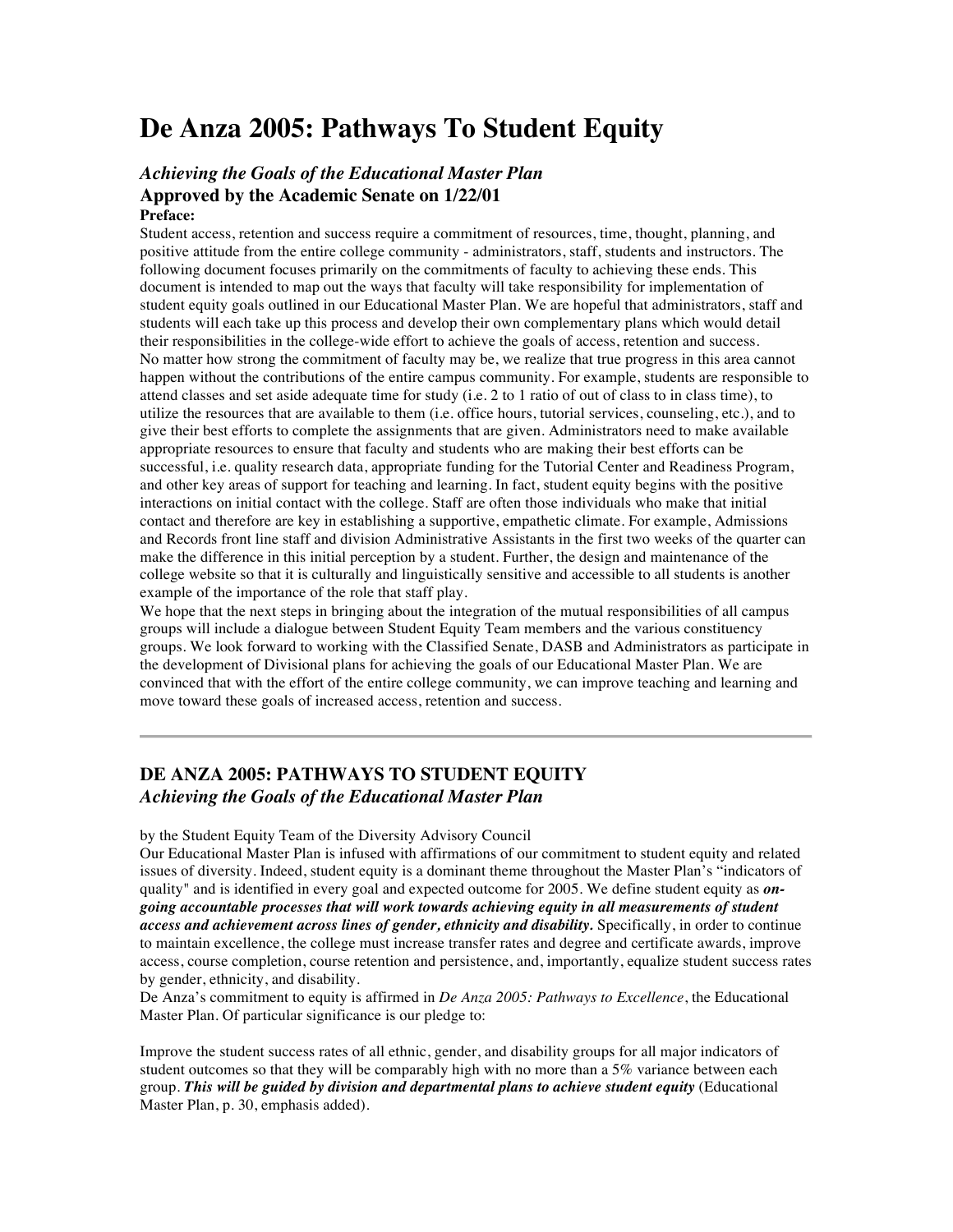# De Anza 2005: Pathways To Student Equity

### *Achieving the Goals of the Educational Master Plan*

### Approved by the Academic Senate on 1/22/01

**Preface:**

Student access, retention and success require a commitment of resources, time, thought, planning, and positive attitude from the entire college community - administrators, staff, students and instructors. The following document focuses primarily on the commitments of faculty to achieving these ends. This document is intended to map out the ways that faculty will take responsibility for implementation of student equity goals outlined in our Educational Master Plan. We are hopeful that administrators, staff and students will each take up this process and develop their own complementary plans which would detail their responsibilities in the college-wide effort to achieve the goals of access, retention and success.

No matter how strong the commitment of faculty may be, we realize that true progress in this area cannot happen without the contributions of the entire campus community. For example, students are responsible to attend classes and set aside adequate time for study (i.e. 2 to 1 ratio of out of class to in class time), to utilize the resources that are available to them (i.e. office hours, tutorial services, counseling, etc.), and to give their best efforts to complete the assignments that are given. Administrators need to make available appropriate resources to ensure that faculty and students who are making their best efforts can be successful, i.e. quality research data, appropriate funding for the Tutorial Center and Readiness Program, and other key areas of support for teaching and learning. In fact, student equity begins with the positive interactions on initial contact with the college. Staff are often those individuals who make that initial contact and therefore are key in establishing a supportive, empathetic climate. For example, Admissions and Records front line staff and division Administrative Assistants in the first two weeks of the quarter can make the difference in this initial perception by a student. Further, the design and maintenance of the college website so that it is culturally and linguistically sensitive and accessible to all students is another example of the importance of the role that staff play.

We hope that the next steps in bringing about the integration of the mutual responsibilities of all campus groups will include a dialogue between Student Equity Team members and the various constituency groups. We look forward to working with the Classified Senate, DASB and Administrators as participate in the development of Divisional plans for achieving the goals of our Educational Master Plan. We are convinced that with the effort of the entire college community, we can improve teaching and learning and move toward these goals of increased access, retention and success.

---

## DE ANZA 2005: PATHWAYS TO STUDENT EQUITY

### *Achieving the Goals of the Educational Master Plan*

by the Student Equity Team of the Diversity Advisory Council

Our Educational Master Plan is infused with affirmations of our commitment to student equity and related issues of diversity. Indeed, student equity is a dominant theme throughout the Master Plan's "indicators of quality" and is identified in every goal and expected outcome for 2005. We define student equity as ***on-going accountable processes that will work towards achieving equity in all measurements of student access and achievement across lines of gender, ethnicity and disability.*** Specifically, in order to continue to maintain excellence, the college must increase transfer rates and degree and certificate awards, improve access, course completion, course retention and persistence, and, importantly, equalize student success rates by gender, ethnicity, and disability.

De Anza's commitment to equity is affirmed in *De Anza 2005: Pathways to Excellence*, the Educational Master Plan. Of particular significance is our pledge to:

Improve the student success rates of all ethnic, gender, and disability groups for all major indicators of student outcomes so that they will be comparably high with no more than a 5% variance between each group. ***This will be guided by division and departmental plans to achieve student equity*** (Educational Master Plan, p. 30, emphasis added).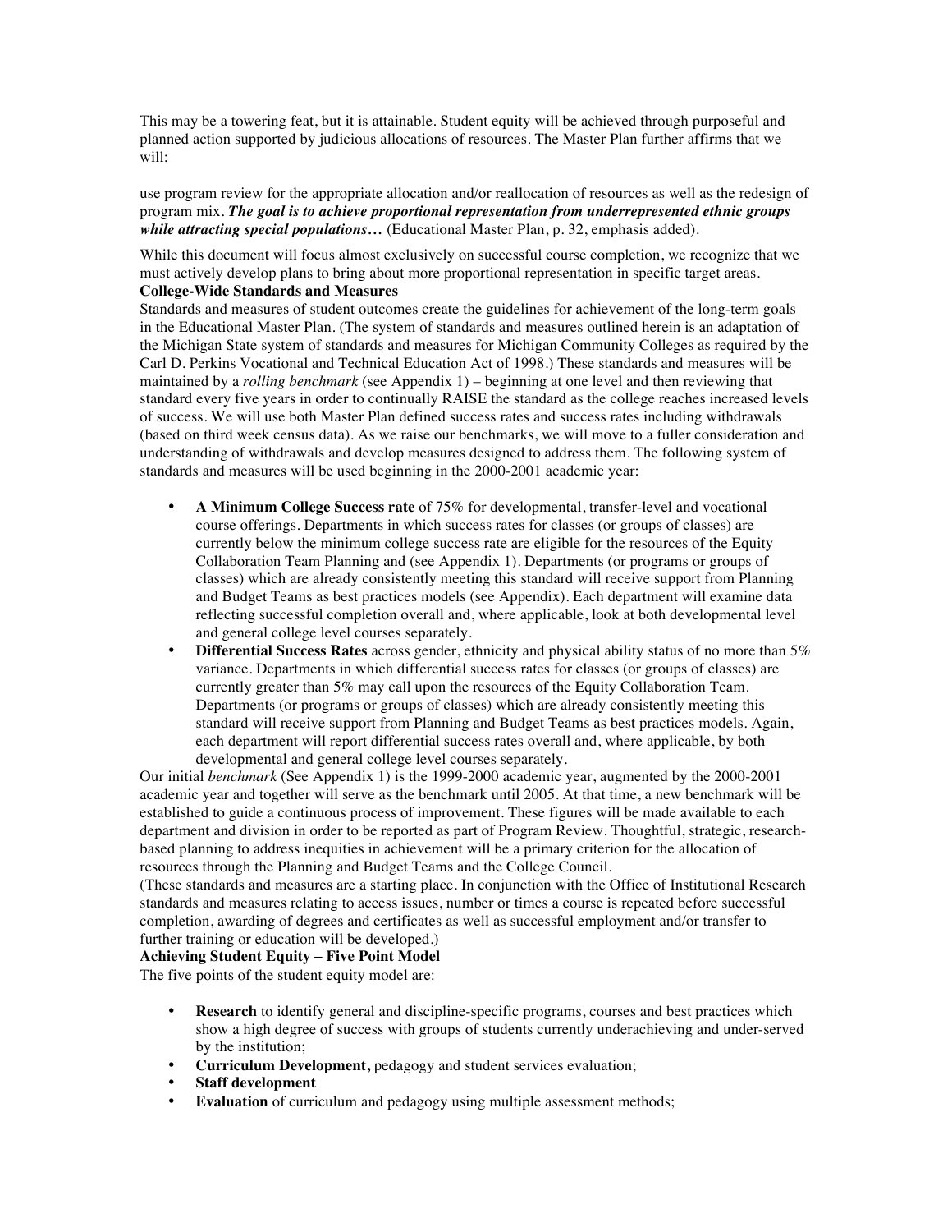This may be a towering feat, but it is attainable. Student equity will be achieved through purposeful and planned action supported by judicious allocations of resources. The Master Plan further affirms that we will:

use program review for the appropriate allocation and/or reallocation of resources as well as the redesign of program mix. ***The goal is to achieve proportional representation from underrepresented ethnic groups while attracting special populations…*** (Educational Master Plan, p. 32, emphasis added).

While this document will focus almost exclusively on successful course completion, we recognize that we must actively develop plans to bring about more proportional representation in specific target areas.

**College-Wide Standards and Measures**

Standards and measures of student outcomes create the guidelines for achievement of the long-term goals in the Educational Master Plan. (The system of standards and measures outlined herein is an adaptation of the Michigan State system of standards and measures for Michigan Community Colleges as required by the Carl D. Perkins Vocational and Technical Education Act of 1998.) These standards and measures will be maintained by a *rolling benchmark* (see Appendix 1) – beginning at one level and then reviewing that standard every five years in order to continually RAISE the standard as the college reaches increased levels of success. We will use both Master Plan defined success rates and success rates including withdrawals (based on third week census data). As we raise our benchmarks, we will move to a fuller consideration and understanding of withdrawals and develop measures designed to address them. The following system of standards and measures will be used beginning in the 2000-2001 academic year:

- **A Minimum College Success rate** of 75% for developmental, transfer-level and vocational course offerings. Departments in which success rates for classes (or groups of classes) are currently below the minimum college success rate are eligible for the resources of the Equity Collaboration Team Planning and (see Appendix 1). Departments (or programs or groups of classes) which are already consistently meeting this standard will receive support from Planning and Budget Teams as best practices models (see Appendix). Each department will examine data reflecting successful completion overall and, where applicable, look at both developmental level and general college level courses separately.
- **Differential Success Rates** across gender, ethnicity and physical ability status of no more than 5% variance. Departments in which differential success rates for classes (or groups of classes) are currently greater than 5% may call upon the resources of the Equity Collaboration Team. Departments (or programs or groups of classes) which are already consistently meeting this standard will receive support from Planning and Budget Teams as best practices models. Again, each department will report differential success rates overall and, where applicable, by both developmental and general college level courses separately.

Our initial *benchmark* (See Appendix 1) is the 1999-2000 academic year, augmented by the 2000-2001 academic year and together will serve as the benchmark until 2005. At that time, a new benchmark will be established to guide a continuous process of improvement. These figures will be made available to each department and division in order to be reported as part of Program Review. Thoughtful, strategic, research-based planning to address inequities in achievement will be a primary criterion for the allocation of resources through the Planning and Budget Teams and the College Council.

(These standards and measures are a starting place. In conjunction with the Office of Institutional Research standards and measures relating to access issues, number or times a course is repeated before successful completion, awarding of degrees and certificates as well as successful employment and/or transfer to further training or education will be developed.)

**Achieving Student Equity – Five Point Model**

The five points of the student equity model are:

- **Research** to identify general and discipline-specific programs, courses and best practices which show a high degree of success with groups of students currently underachieving and under-served by the institution;
- **Curriculum Development,** pedagogy and student services evaluation;
- **Staff development**
- **Evaluation** of curriculum and pedagogy using multiple assessment methods;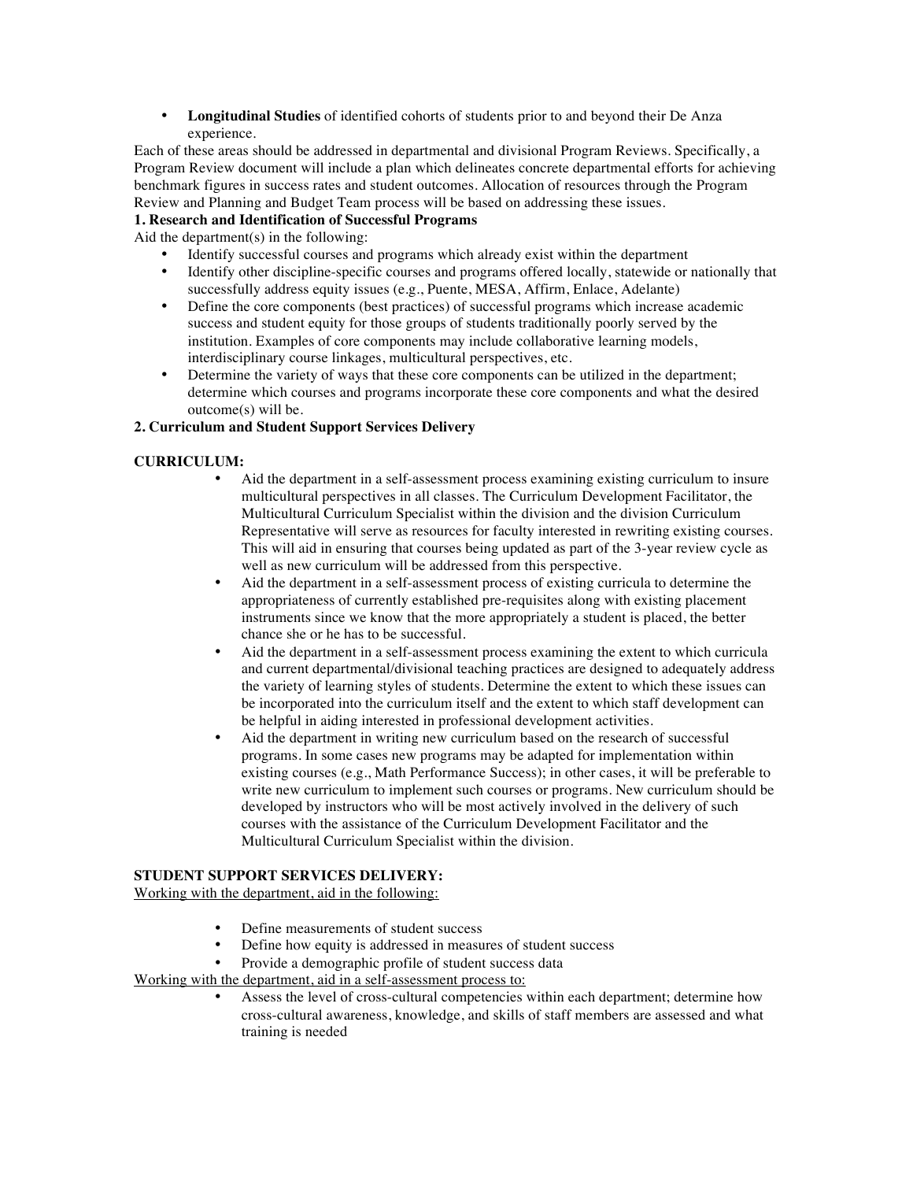- **Longitudinal Studies** of identified cohorts of students prior to and beyond their De Anza experience.

Each of these areas should be addressed in departmental and divisional Program Reviews. Specifically, a Program Review document will include a plan which delineates concrete departmental efforts for achieving benchmark figures in success rates and student outcomes. Allocation of resources through the Program Review and Planning and Budget Team process will be based on addressing these issues.

**1. Research and Identification of Successful Programs**

Aid the department(s) in the following:

- Identify successful courses and programs which already exist within the department
- Identify other discipline-specific courses and programs offered locally, statewide or nationally that successfully address equity issues (e.g., Puente, MESA, Affirm, Enlace, Adelante)
- Define the core components (best practices) of successful programs which increase academic success and student equity for those groups of students traditionally poorly served by the institution. Examples of core components may include collaborative learning models, interdisciplinary course linkages, multicultural perspectives, etc.
- Determine the variety of ways that these core components can be utilized in the department; determine which courses and programs incorporate these core components and what the desired outcome(s) will be.

**2. Curriculum and Student Support Services Delivery**

**CURRICULUM:**

- Aid the department in a self-assessment process examining existing curriculum to insure multicultural perspectives in all classes. The Curriculum Development Facilitator, the Multicultural Curriculum Specialist within the division and the division Curriculum Representative will serve as resources for faculty interested in rewriting existing courses. This will aid in ensuring that courses being updated as part of the 3-year review cycle as well as new curriculum will be addressed from this perspective.
- Aid the department in a self-assessment process of existing curricula to determine the appropriateness of currently established pre-requisites along with existing placement instruments since we know that the more appropriately a student is placed, the better chance she or he has to be successful.
- Aid the department in a self-assessment process examining the extent to which curricula and current departmental/divisional teaching practices are designed to adequately address the variety of learning styles of students. Determine the extent to which these issues can be incorporated into the curriculum itself and the extent to which staff development can be helpful in aiding interested in professional development activities.
- Aid the department in writing new curriculum based on the research of successful programs. In some cases new programs may be adapted for implementation within existing courses (e.g., Math Performance Success); in other cases, it will be preferable to write new curriculum to implement such courses or programs. New curriculum should be developed by instructors who will be most actively involved in the delivery of such courses with the assistance of the Curriculum Development Facilitator and the Multicultural Curriculum Specialist within the division.

**STUDENT SUPPORT SERVICES DELIVERY:**

Working with the department, aid in the following:

- Define measurements of student success
- Define how equity is addressed in measures of student success
- Provide a demographic profile of student success data

Working with the department, aid in a self-assessment process to:

- Assess the level of cross-cultural competencies within each department; determine how cross-cultural awareness, knowledge, and skills of staff members are assessed and what training is needed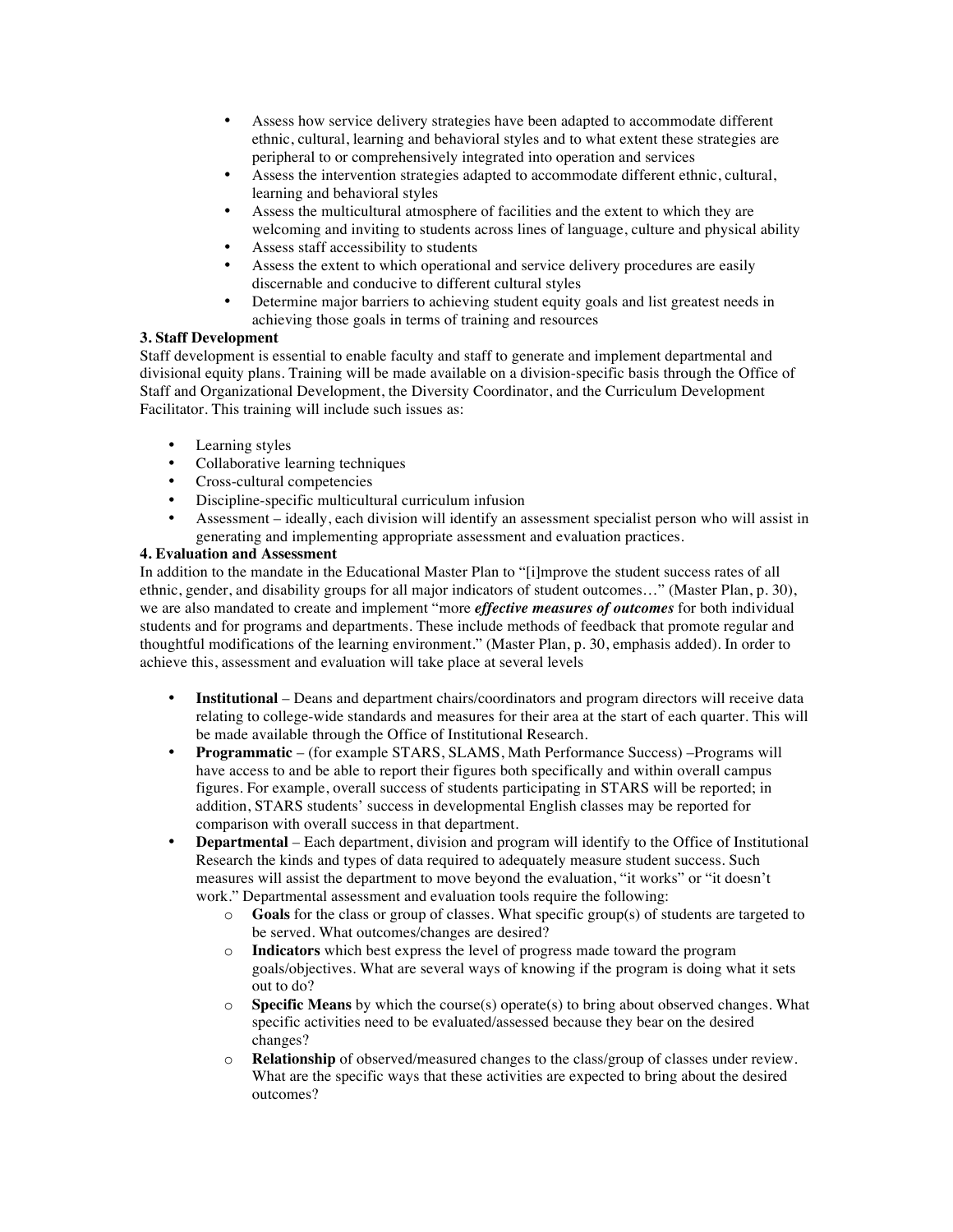- Assess how service delivery strategies have been adapted to accommodate different ethnic, cultural, learning and behavioral styles and to what extent these strategies are peripheral to or comprehensively integrated into operation and services
- Assess the intervention strategies adapted to accommodate different ethnic, cultural, learning and behavioral styles
- Assess the multicultural atmosphere of facilities and the extent to which they are welcoming and inviting to students across lines of language, culture and physical ability
- Assess staff accessibility to students
- Assess the extent to which operational and service delivery procedures are easily discernable and conducive to different cultural styles
- Determine major barriers to achieving student equity goals and list greatest needs in achieving those goals in terms of training and resources

**3. Staff Development**

Staff development is essential to enable faculty and staff to generate and implement departmental and divisional equity plans. Training will be made available on a division-specific basis through the Office of Staff and Organizational Development, the Diversity Coordinator, and the Curriculum Development Facilitator. This training will include such issues as:

- Learning styles
- Collaborative learning techniques
- Cross-cultural competencies
- Discipline-specific multicultural curriculum infusion
- Assessment – ideally, each division will identify an assessment specialist person who will assist in generating and implementing appropriate assessment and evaluation practices.

**4. Evaluation and Assessment**

In addition to the mandate in the Educational Master Plan to "[i]mprove the student success rates of all ethnic, gender, and disability groups for all major indicators of student outcomes…" (Master Plan, p. 30), we are also mandated to create and implement "more ***effective measures of outcomes*** for both individual students and for programs and departments. These include methods of feedback that promote regular and thoughtful modifications of the learning environment." (Master Plan, p. 30, emphasis added). In order to achieve this, assessment and evaluation will take place at several levels

- **Institutional** – Deans and department chairs/coordinators and program directors will receive data relating to college-wide standards and measures for their area at the start of each quarter. This will be made available through the Office of Institutional Research.
- **Programmatic** – (for example STARS, SLAMS, Math Performance Success) –Programs will have access to and be able to report their figures both specifically and within overall campus figures. For example, overall success of students participating in STARS will be reported; in addition, STARS students' success in developmental English classes may be reported for comparison with overall success in that department.
- **Departmental** – Each department, division and program will identify to the Office of Institutional Research the kinds and types of data required to adequately measure student success. Such measures will assist the department to move beyond the evaluation, "it works" or "it doesn't work." Departmental assessment and evaluation tools require the following:
  - **Goals** for the class or group of classes. What specific group(s) of students are targeted to be served. What outcomes/changes are desired?
  - **Indicators** which best express the level of progress made toward the program goals/objectives. What are several ways of knowing if the program is doing what it sets out to do?
  - **Specific Means** by which the course(s) operate(s) to bring about observed changes. What specific activities need to be evaluated/assessed because they bear on the desired changes?
  - **Relationship** of observed/measured changes to the class/group of classes under review. What are the specific ways that these activities are expected to bring about the desired outcomes?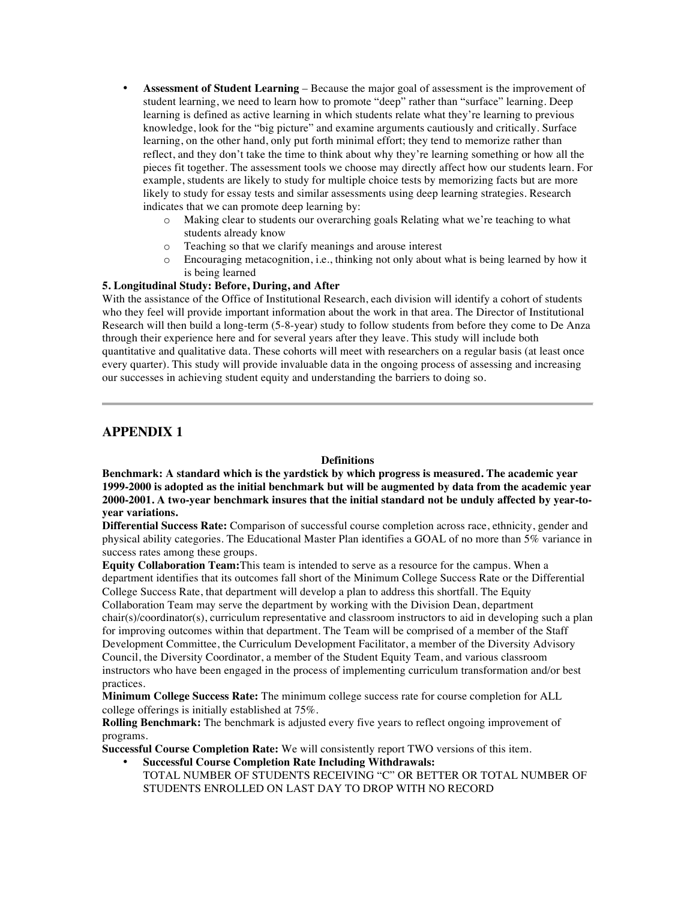- **Assessment of Student Learning** – Because the major goal of assessment is the improvement of student learning, we need to learn how to promote "deep" rather than "surface" learning. Deep learning is defined as active learning in which students relate what they're learning to previous knowledge, look for the "big picture" and examine arguments cautiously and critically. Surface learning, on the other hand, only put forth minimal effort; they tend to memorize rather than reflect, and they don't take the time to think about why they're learning something or how all the pieces fit together. The assessment tools we choose may directly affect how our students learn. For example, students are likely to study for multiple choice tests by memorizing facts but are more likely to study for essay tests and similar assessments using deep learning strategies. Research indicates that we can promote deep learning by:
    - Making clear to students our overarching goals Relating what we're teaching to what students already know
    - Teaching so that we clarify meanings and arouse interest
    - Encouraging metacognition, i.e., thinking not only about what is being learned by how it is being learned

**5. Longitudinal Study: Before, During, and After**

With the assistance of the Office of Institutional Research, each division will identify a cohort of students who they feel will provide important information about the work in that area. The Director of Institutional Research will then build a long-term (5-8-year) study to follow students from before they come to De Anza through their experience here and for several years after they leave. This study will include both quantitative and qualitative data. These cohorts will meet with researchers on a regular basis (at least once every quarter). This study will provide invaluable data in the ongoing process of assessing and increasing our successes in achieving student equity and understanding the barriers to doing so.

---

## APPENDIX 1

**Definitions**

**Benchmark: A standard which is the yardstick by which progress is measured. The academic year 1999-2000 is adopted as the initial benchmark but will be augmented by data from the academic year 2000-2001. A two-year benchmark insures that the initial standard not be unduly affected by year-to-year variations.**

**Differential Success Rate:** Comparison of successful course completion across race, ethnicity, gender and physical ability categories. The Educational Master Plan identifies a GOAL of no more than 5% variance in success rates among these groups.

**Equity Collaboration Team:**This team is intended to serve as a resource for the campus. When a department identifies that its outcomes fall short of the Minimum College Success Rate or the Differential College Success Rate, that department will develop a plan to address this shortfall. The Equity Collaboration Team may serve the department by working with the Division Dean, department chair(s)/coordinator(s), curriculum representative and classroom instructors to aid in developing such a plan for improving outcomes within that department. The Team will be comprised of a member of the Staff Development Committee, the Curriculum Development Facilitator, a member of the Diversity Advisory Council, the Diversity Coordinator, a member of the Student Equity Team, and various classroom instructors who have been engaged in the process of implementing curriculum transformation and/or best practices.

**Minimum College Success Rate:** The minimum college success rate for course completion for ALL college offerings is initially established at 75%.

**Rolling Benchmark:** The benchmark is adjusted every five years to reflect ongoing improvement of programs.

**Successful Course Completion Rate:** We will consistently report TWO versions of this item.

- **Successful Course Completion Rate Including Withdrawals:**
  TOTAL NUMBER OF STUDENTS RECEIVING "C" OR BETTER OR TOTAL NUMBER OF STUDENTS ENROLLED ON LAST DAY TO DROP WITH NO RECORD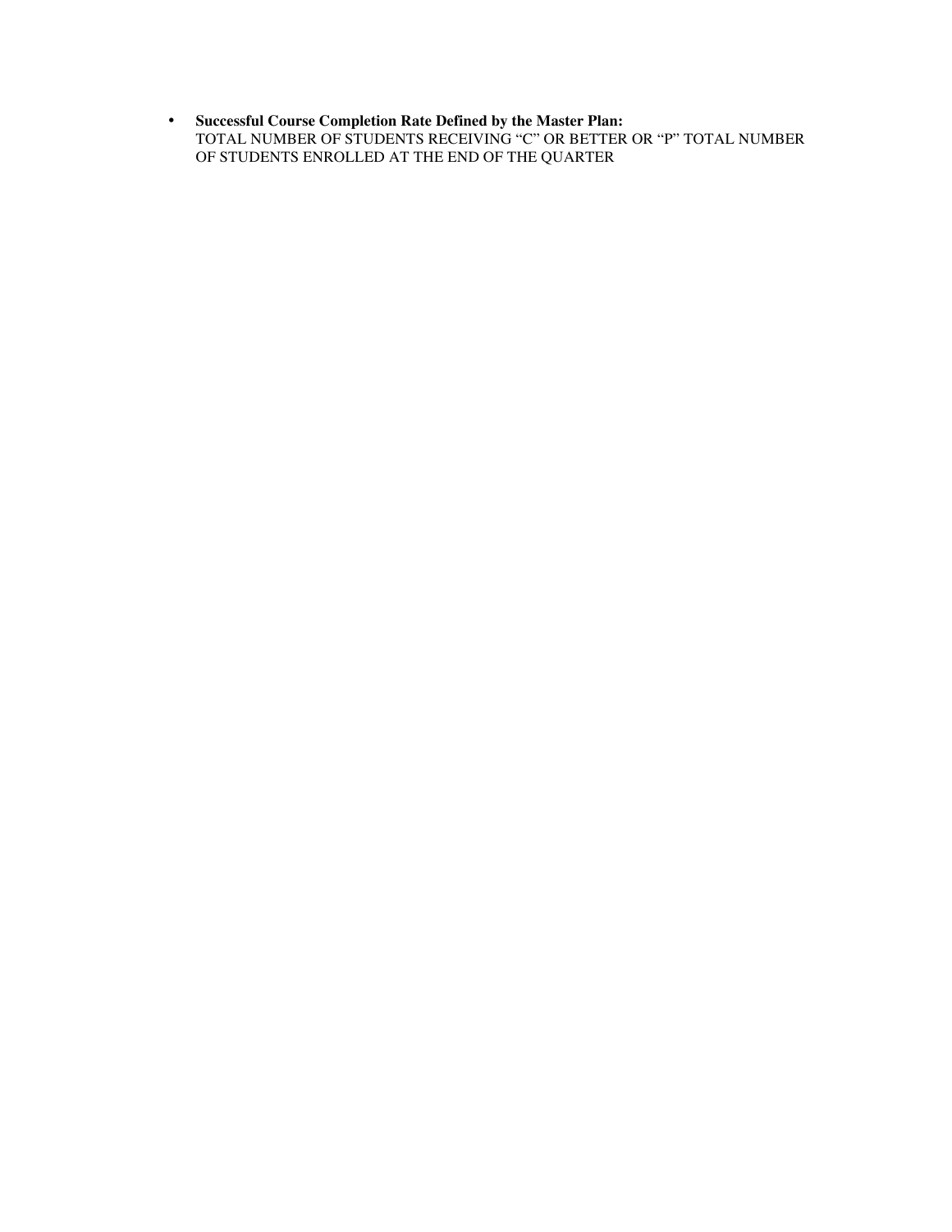- **Successful Course Completion Rate Defined by the Master Plan:**
  TOTAL NUMBER OF STUDENTS RECEIVING "C" OR BETTER OR "P" TOTAL NUMBER OF STUDENTS ENROLLED AT THE END OF THE QUARTER